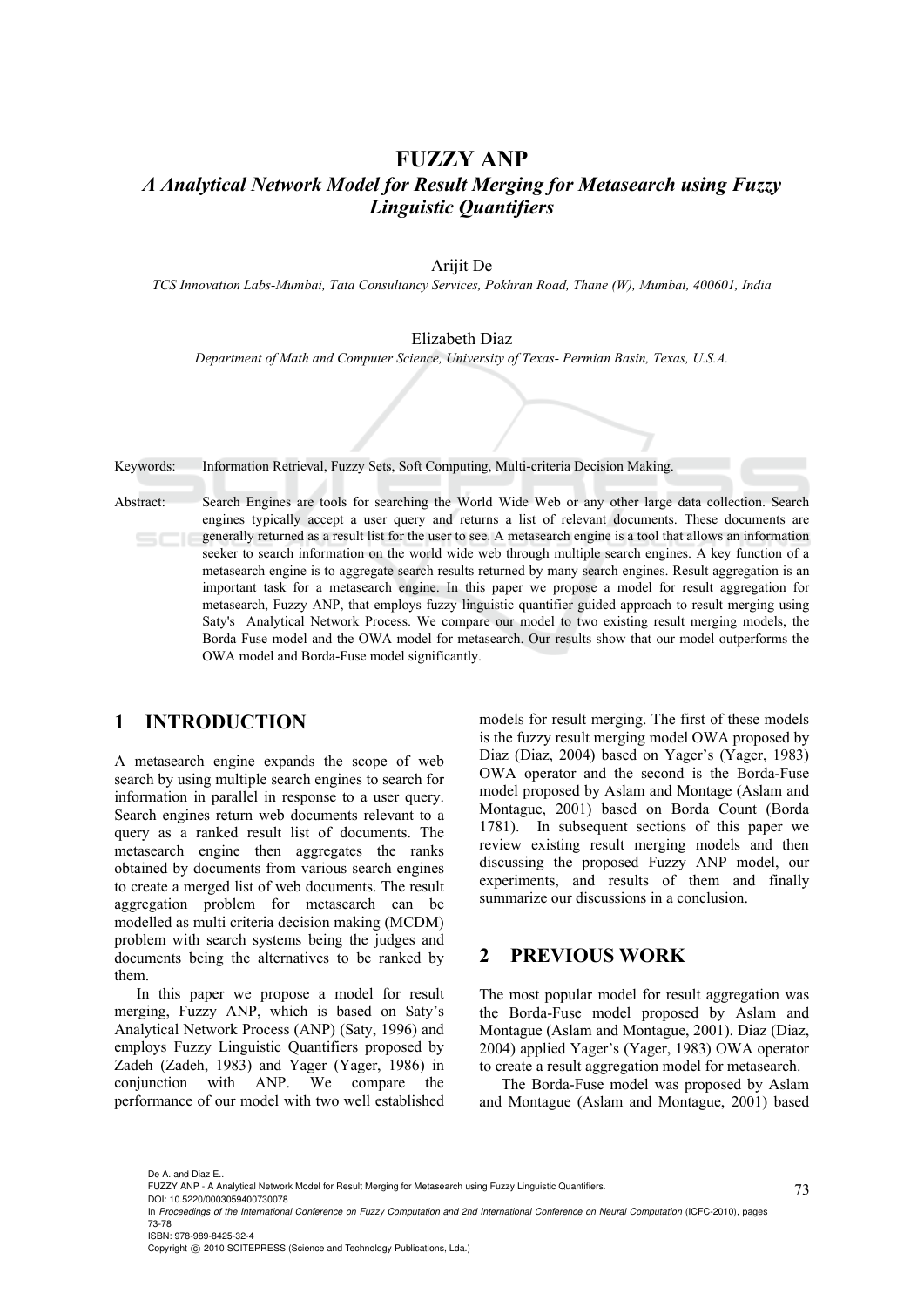# FUZZY ANP

## *A Analytical Network Model for Result Merging for Metasearch using Fuzzy Linguistic Quantifiers*

Arijit De

*TCS Innovation Labs-Mumbai, Tata Consultancy Services, Pokhran Road, Thane (W), Mumbai, 400601, India*

Elizabeth Diaz

*Department of Math and Computer Science, University of Texas- Permian Basin, Texas, U.S.A.*

Keywords: Information Retrieval, Fuzzy Sets, Soft Computing, Multi-criteria Decision Making.

Abstract: Search Engines are tools for searching the World Wide Web or any other large data collection. Search engines typically accept a user query and returns a list of relevant documents. These documents are generally returned as a result list for the user to see. A metasearch engine is a tool that allows an information seeker to search information on the world wide web through multiple search engines. A key function of a metasearch engine is to aggregate search results returned by many search engines. Result aggregation is an important task for a metasearch engine. In this paper we propose a model for result aggregation for metasearch, Fuzzy ANP, that employs fuzzy linguistic quantifier guided approach to result merging using Saty's Analytical Network Process. We compare our model to two existing result merging models, the Borda Fuse model and the OWA model for metasearch. Our results show that our model outperforms the OWA model and Borda-Fuse model significantly.

## 1 INTRODUCTION

A metasearch engine expands the scope of web search by using multiple search engines to search for information in parallel in response to a user query. Search engines return web documents relevant to a query as a ranked result list of documents. The metasearch engine then aggregates the ranks obtained by documents from various search engines to create a merged list of web documents. The result aggregation problem for metasearch can be modelled as multi criteria decision making (MCDM) problem with search systems being the judges and documents being the alternatives to be ranked by them.

In this paper we propose a model for result merging, Fuzzy ANP, which is based on Saty's Analytical Network Process (ANP) (Saty, 1996) and employs Fuzzy Linguistic Quantifiers proposed by Zadeh (Zadeh, 1983) and Yager (Yager, 1986) in conjunction with ANP. We compare the performance of our model with two well established models for result merging. The first of these models is the fuzzy result merging model OWA proposed by Diaz (Diaz, 2004) based on Yager's (Yager, 1983) OWA operator and the second is the Borda-Fuse model proposed by Aslam and Montage (Aslam and Montague, 2001) based on Borda Count (Borda 1781). In subsequent sections of this paper we review existing result merging models and then discussing the proposed Fuzzy ANP model, our experiments, and results of them and finally summarize our discussions in a conclusion.

## 2 PREVIOUS WORK

The most popular model for result aggregation was the Borda-Fuse model proposed by Aslam and Montague (Aslam and Montague, 2001). Diaz (Diaz, 2004) applied Yager's (Yager, 1983) OWA operator to create a result aggregation model for metasearch.

The Borda-Fuse model was proposed by Aslam and Montague (Aslam and Montague, 2001) based

De A. and Diaz E..
FUZZY ANP - A Analytical Network Model for Result Merging for Metasearch using Fuzzy Linguistic Quantifiers.
DOI: 10.5220/0003059400730078
In *Proceedings of the International Conference on Fuzzy Computation and 2nd International Conference on Neural Computation* (ICFC-2010), pages 73-78
ISBN: 978-989-8425-32-4
Copyright © 2010 SCITEPRESS (Science and Technology Publications, Lda.)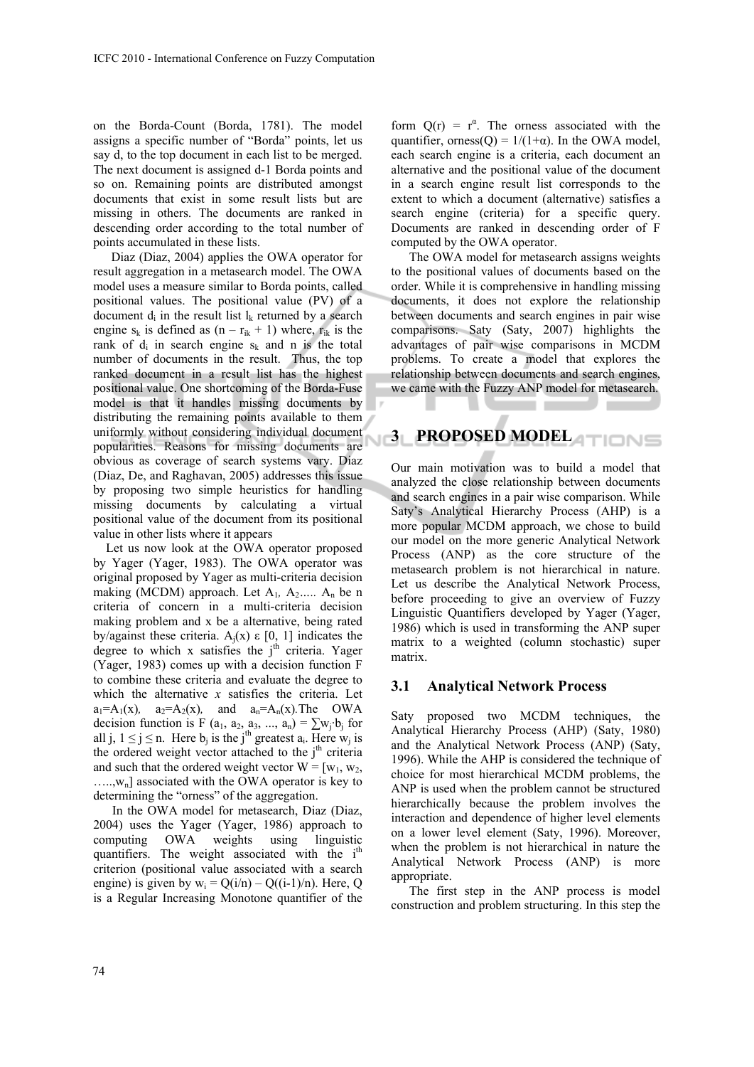on the Borda-Count (Borda, 1781). The model assigns a specific number of "Borda" points, let us say d, to the top document in each list to be merged. The next document is assigned d-1 Borda points and so on. Remaining points are distributed amongst documents that exist in some result lists but are missing in others. The documents are ranked in descending order according to the total number of points accumulated in these lists.

Diaz (Diaz, 2004) applies the OWA operator for result aggregation in a metasearch model. The OWA model uses a measure similar to Borda points, called positional values. The positional value (PV) of a document $d_i$ in the result list $l_k$ returned by a search engine $s_k$ is defined as $(n - r_{ik} + 1)$ where, $r_{ik}$ is the rank of $d_i$ in search engine $s_k$ and n is the total number of documents in the result. Thus, the top ranked document in a result list has the highest positional value. One shortcoming of the Borda-Fuse model is that it handles missing documents by distributing the remaining points available to them uniformly without considering individual document popularities. Reasons for missing documents are obvious as coverage of search systems vary. Diaz (Diaz, De, and Raghavan, 2005) addresses this issue by proposing two simple heuristics for handling missing documents by calculating a virtual positional value of the document from its positional value in other lists where it appears

Let us now look at the OWA operator proposed by Yager (Yager, 1983). The OWA operator was original proposed by Yager as multi-criteria decision making (MCDM) approach. Let $A_1$, $A_2$..... $A_n$ be n criteria of concern in a multi-criteria decision making problem and x be a alternative, being rated by/against these criteria. $A_j(x)$ ε [0, 1] indicates the degree to which x satisfies the $j^{th}$ criteria. Yager (Yager, 1983) comes up with a decision function F to combine these criteria and evaluate the degree to which the alternative *x* satisfies the criteria. Let $a_1=A_1(x)$, $a_2=A_2(x)$, and $a_n=A_n(x)$. The OWA decision function is $F(a_1, a_2, a_3, ..., a_n) = \sum w_j \cdot b_j$ for all j, $1 \leq j \leq n$. Here $b_j$ is the $j^{th}$ greatest $a_i$. Here $w_j$ is the ordered weight vector attached to the $j^{th}$ criteria and such that the ordered weight vector $W = [w_1, w_2, \ldots, w_n]$ associated with the OWA operator is key to determining the "orness" of the aggregation.

In the OWA model for metasearch, Diaz (Diaz, 2004) uses the Yager (Yager, 1986) approach to computing OWA weights using linguistic quantifiers. The weight associated with the $i^{th}$ criterion (positional value associated with a search engine) is given by $w_i = Q(i/n) - Q((i-1)/n)$. Here, Q is a Regular Increasing Monotone quantifier of the form $Q(r) = r^{\alpha}$. The orness associated with the quantifier, $\text{orness}(Q) = 1/(1+\alpha)$. In the OWA model, each search engine is a criteria, each document an alternative and the positional value of the document in a search engine result list corresponds to the extent to which a document (alternative) satisfies a search engine (criteria) for a specific query. Documents are ranked in descending order of F computed by the OWA operator.

The OWA model for metasearch assigns weights to the positional values of documents based on the order. While it is comprehensive in handling missing documents, it does not explore the relationship between documents and search engines in pair wise comparisons. Saty (Saty, 2007) highlights the advantages of pair wise comparisons in MCDM problems. To create a model that explores the relationship between documents and search engines, we came with the Fuzzy ANP model for metasearch.

## 3 PROPOSED MODEL

Our main motivation was to build a model that analyzed the close relationship between documents and search engines in a pair wise comparison. While Saty's Analytical Hierarchy Process (AHP) is a more popular MCDM approach, we chose to build our model on the more generic Analytical Network Process (ANP) as the core structure of the metasearch problem is not hierarchical in nature. Let us describe the Analytical Network Process, before proceeding to give an overview of Fuzzy Linguistic Quantifiers developed by Yager (Yager, 1986) which is used in transforming the ANP super matrix to a weighted (column stochastic) super matrix.

### 3.1 Analytical Network Process

Saty proposed two MCDM techniques, the Analytical Hierarchy Process (AHP) (Saty, 1980) and the Analytical Network Process (ANP) (Saty, 1996). While the AHP is considered the technique of choice for most hierarchical MCDM problems, the ANP is used when the problem cannot be structured hierarchically because the problem involves the interaction and dependence of higher level elements on a lower level element (Saty, 1996). Moreover, when the problem is not hierarchical in nature the Analytical Network Process (ANP) is more appropriate.

The first step in the ANP process is model construction and problem structuring. In this step the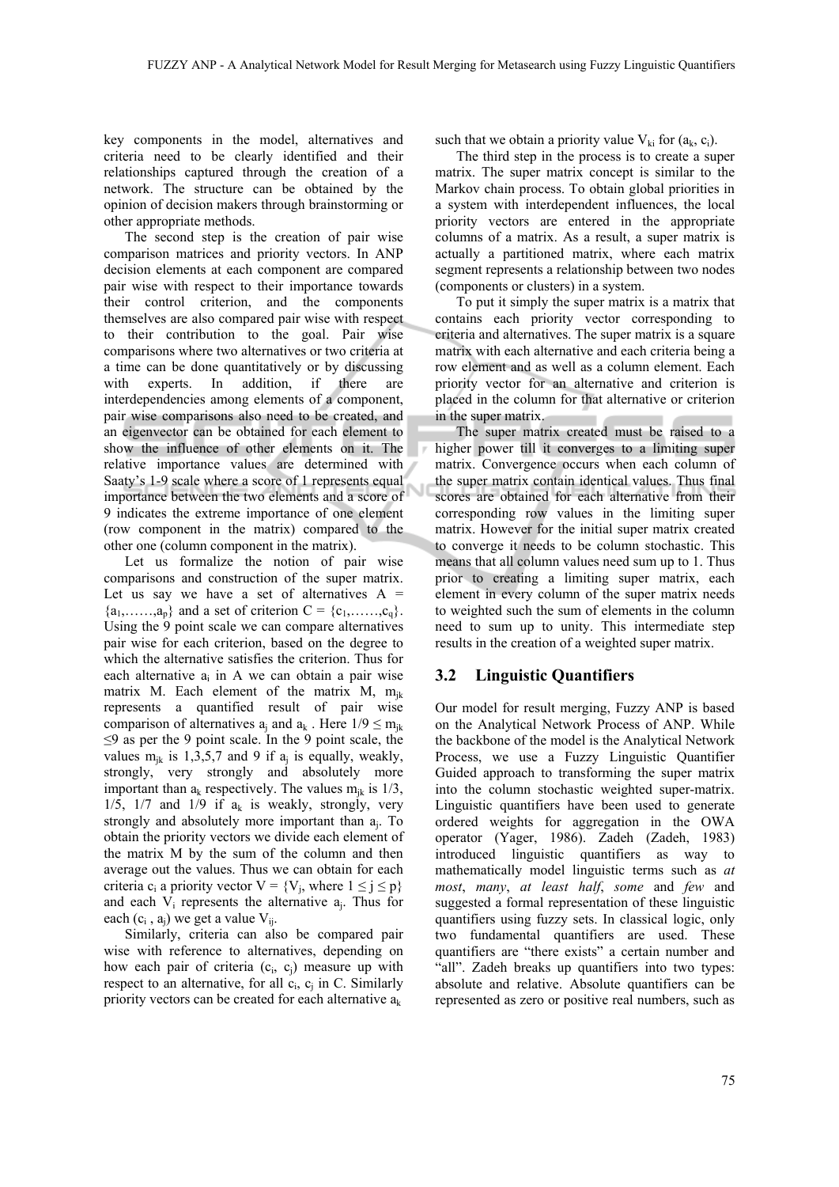key components in the model, alternatives and criteria need to be clearly identified and their relationships captured through the creation of a network. The structure can be obtained by the opinion of decision makers through brainstorming or other appropriate methods.

The second step is the creation of pair wise comparison matrices and priority vectors. In ANP decision elements at each component are compared pair wise with respect to their importance towards their control criterion, and the components themselves are also compared pair wise with respect to their contribution to the goal. Pair wise comparisons where two alternatives or two criteria at a time can be done quantitatively or by discussing with experts. In addition, if there are interdependencies among elements of a component, pair wise comparisons also need to be created, and an eigenvector can be obtained for each element to show the influence of other elements on it. The relative importance values are determined with Saaty's 1-9 scale where a score of 1 represents equal importance between the two elements and a score of 9 indicates the extreme importance of one element (row component in the matrix) compared to the other one (column component in the matrix).

Let us formalize the notion of pair wise comparisons and construction of the super matrix. Let us say we have a set of alternatives $A = \{a_1,\ldots\ldots,a_p\}$ and a set of criterion $C = \{c_1,\ldots\ldots,c_q\}$. Using the 9 point scale we can compare alternatives pair wise for each criterion, based on the degree to which the alternative satisfies the criterion. Thus for each alternative $a_i$ in A we can obtain a pair wise matrix M. Each element of the matrix M, $m_{jk}$ represents a quantified result of pair wise comparison of alternatives $a_j$ and $a_k$. Here $1/9 \leq m_{jk} \leq 9$ as per the 9 point scale. In the 9 point scale, the values $m_{jk}$ is 1,3,5,7 and 9 if $a_j$ is equally, weakly, strongly, very strongly and absolutely more important than $a_k$ respectively. The values $m_{jk}$ is 1/3, 1/5, 1/7 and 1/9 if $a_k$ is weakly, strongly, very strongly and absolutely more important than $a_j$. To obtain the priority vectors we divide each element of the matrix M by the sum of the column and then average out the values. Thus we can obtain for each criteria $c_i$ a priority vector $V = \{V_j$, where $1 \leq j \leq p\}$ and each $V_i$ represents the alternative $a_j$. Thus for each $(c_i, a_j)$ we get a value $V_{ij}$.

Similarly, criteria can also be compared pair wise with reference to alternatives, depending on how each pair of criteria $(c_i, c_j)$ measure up with respect to an alternative, for all $c_i$, $c_j$ in C. Similarly priority vectors can be created for each alternative $a_k$ such that we obtain a priority value $V_{ki}$ for $(a_k, c_i)$.

The third step in the process is to create a super matrix. The super matrix concept is similar to the Markov chain process. To obtain global priorities in a system with interdependent influences, the local priority vectors are entered in the appropriate columns of a matrix. As a result, a super matrix is actually a partitioned matrix, where each matrix segment represents a relationship between two nodes (components or clusters) in a system.

To put it simply the super matrix is a matrix that contains each priority vector corresponding to criteria and alternatives. The super matrix is a square matrix with each alternative and each criteria being a row element and as well as a column element. Each priority vector for an alternative and criterion is placed in the column for that alternative or criterion in the super matrix.

The super matrix created must be raised to a higher power till it converges to a limiting super matrix. Convergence occurs when each column of the super matrix contain identical values. Thus final scores are obtained for each alternative from their corresponding row values in the limiting super matrix. However for the initial super matrix created to converge it needs to be column stochastic. This means that all column values need sum up to 1. Thus prior to creating a limiting super matrix, each element in every column of the super matrix needs to weighted such the sum of elements in the column need to sum up to unity. This intermediate step results in the creation of a weighted super matrix.

## 3.2 Linguistic Quantifiers

Our model for result merging, Fuzzy ANP is based on the Analytical Network Process of ANP. While the backbone of the model is the Analytical Network Process, we use a Fuzzy Linguistic Quantifier Guided approach to transforming the super matrix into the column stochastic weighted super-matrix. Linguistic quantifiers have been used to generate ordered weights for aggregation in the OWA operator (Yager, 1986). Zadeh (Zadeh, 1983) introduced linguistic quantifiers as way to mathematically model linguistic terms such as *at most*, *many*, *at least half*, *some* and *few* and suggested a formal representation of these linguistic quantifiers using fuzzy sets. In classical logic, only two fundamental quantifiers are used. These quantifiers are "there exists" a certain number and "all". Zadeh breaks up quantifiers into two types: absolute and relative. Absolute quantifiers can be represented as zero or positive real numbers, such as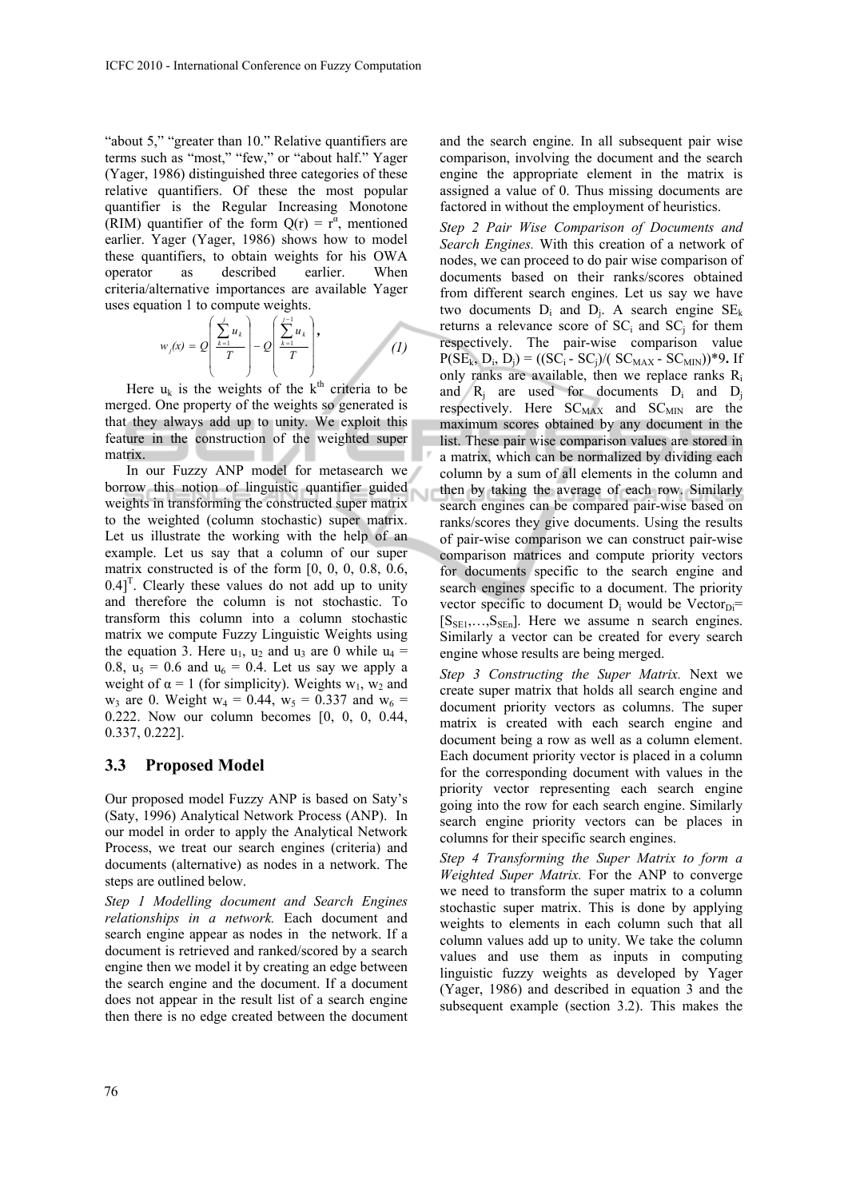"about 5," "greater than 10." Relative quantifiers are terms such as "most," "few," or "about half." Yager (Yager, 1986) distinguished three categories of these relative quantifiers. Of these the most popular quantifier is the Regular Increasing Monotone (RIM) quantifier of the form $Q(r) = r^{\alpha}$, mentioned earlier. Yager (Yager, 1986) shows how to model these quantifiers, to obtain weights for his OWA operator as described earlier. When criteria/alternative importances are available Yager uses equation 1 to compute weights.

$$w_j(x) = Q\left(\frac{\sum_{k=1}^{j} u_k}{T}\right) - Q\left(\frac{\sum_{k=1}^{j-1} u_k}{T}\right), \qquad (1)$$

Here $u_k$ is the weights of the $k^{th}$ criteria to be merged. One property of the weights so generated is that they always add up to unity. We exploit this feature in the construction of the weighted super matrix.

In our Fuzzy ANP model for metasearch we borrow this notion of linguistic quantifier guided weights in transforming the constructed super matrix to the weighted (column stochastic) super matrix. Let us illustrate the working with the help of an example. Let us say that a column of our super matrix constructed is of the form $[0, 0, 0, 0.8, 0.6, 0.4]^T$. Clearly these values do not add up to unity and therefore the column is not stochastic. To transform this column into a column stochastic matrix we compute Fuzzy Linguistic Weights using the equation 3. Here $u_1$, $u_2$ and $u_3$ are 0 while $u_4 = 0.8$, $u_5 = 0.6$ and $u_6 = 0.4$. Let us say we apply a weight of $\alpha = 1$ (for simplicity). Weights $w_1$, $w_2$ and $w_3$ are 0. Weight $w_4 = 0.44$, $w_5 = 0.337$ and $w_6 = 0.222$. Now our column becomes $[0, 0, 0, 0.44, 0.337, 0.222]$.

### 3.3 Proposed Model

Our proposed model Fuzzy ANP is based on Saty's (Saty, 1996) Analytical Network Process (ANP). In our model in order to apply the Analytical Network Process, we treat our search engines (criteria) and documents (alternative) as nodes in a network. The steps are outlined below.

*Step 1 Modelling document and Search Engines relationships in a network.* Each document and search engine appear as nodes in the network. If a document is retrieved and ranked/scored by a search engine then we model it by creating an edge between the search engine and the document. If a document does not appear in the result list of a search engine then there is no edge created between the document and the search engine. In all subsequent pair wise comparison, involving the document and the search engine the appropriate element in the matrix is assigned a value of 0. Thus missing documents are factored in without the employment of heuristics.

*Step 2 Pair Wise Comparison of Documents and Search Engines.* With this creation of a network of nodes, we can proceed to do pair wise comparison of documents based on their ranks/scores obtained from different search engines. Let us say we have two documents $D_i$ and $D_j$. A search engine $SE_k$ returns a relevance score of $SC_i$ and $SC_j$ for them respectively. The pair-wise comparison value $P(SE_k, D_i, D_j) = ((SC_i - SC_j)/(SC_{MAX} - SC_{MIN}))*9$. If only ranks are available, then we replace ranks $R_i$ and $R_j$ are used for documents $D_i$ and $D_j$ respectively. Here $SC_{MAX}$ and $SC_{MIN}$ are the maximum scores obtained by any document in the list. These pair wise comparison values are stored in a matrix, which can be normalized by dividing each column by a sum of all elements in the column and then by taking the average of each row. Similarly search engines can be compared pair-wise based on ranks/scores they give documents. Using the results of pair-wise comparison we can construct pair-wise comparison matrices and compute priority vectors for documents specific to the search engine and search engines specific to a document. The priority vector specific to document $D_i$ would be $Vector_{Di} = [S_{SE1},\ldots,S_{SEn}]$. Here we assume n search engines. Similarly a vector can be created for every search engine whose results are being merged.

*Step 3 Constructing the Super Matrix.* Next we create super matrix that holds all search engine and document priority vectors as columns. The super matrix is created with each search engine and document being a row as well as a column element. Each document priority vector is placed in a column for the corresponding document with values in the priority vector representing each search engine going into the row for each search engine. Similarly search engine priority vectors can be places in columns for their specific search engines.

*Step 4 Transforming the Super Matrix to form a Weighted Super Matrix.* For the ANP to converge we need to transform the super matrix to a column stochastic super matrix. This is done by applying weights to elements in each column such that all column values add up to unity. We take the column values and use them as inputs in computing linguistic fuzzy weights as developed by Yager (Yager, 1986) and described in equation 3 and the subsequent example (section 3.2). This makes the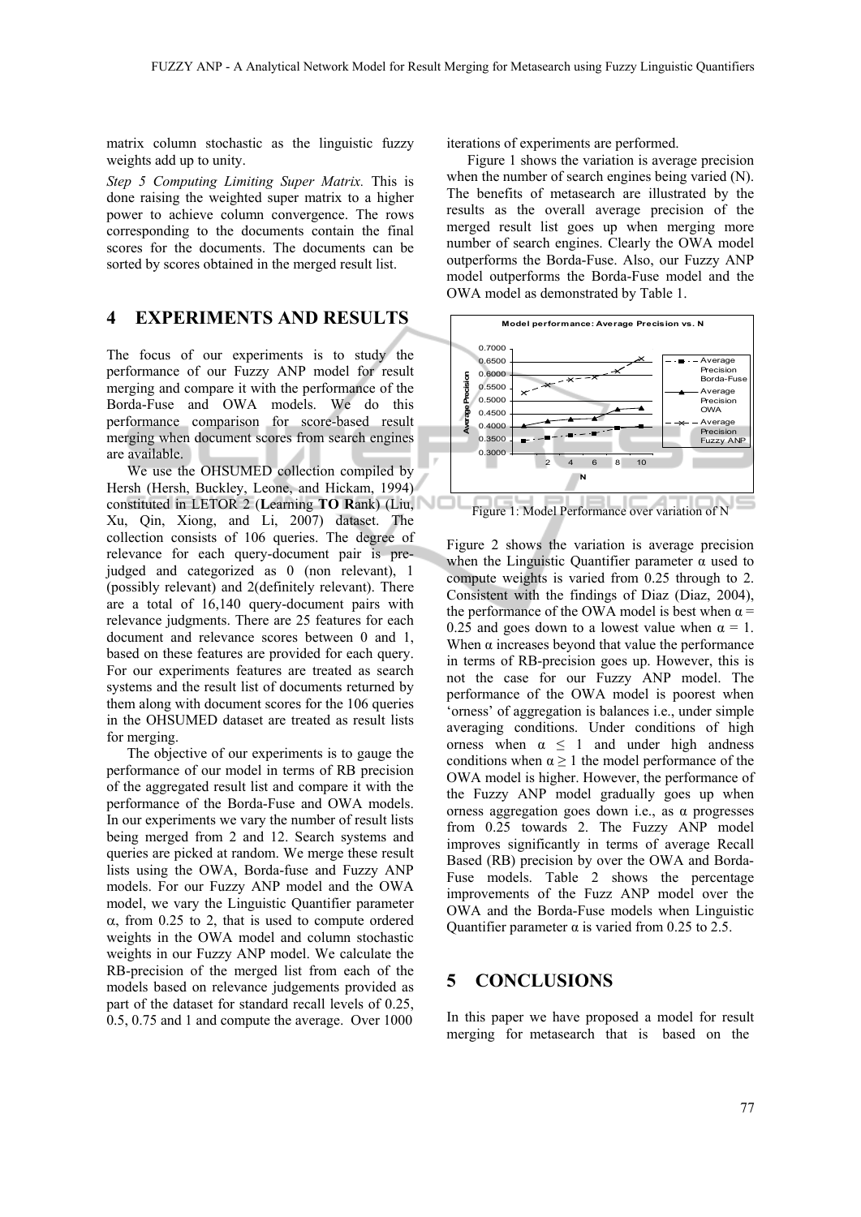matrix column stochastic as the linguistic fuzzy weights add up to unity.

*Step 5 Computing Limiting Super Matrix.* This is done raising the weighted super matrix to a higher power to achieve column convergence. The rows corresponding to the documents contain the final scores for the documents. The documents can be sorted by scores obtained in the merged result list.

## 4 EXPERIMENTS AND RESULTS

The focus of our experiments is to study the performance of our Fuzzy ANP model for result merging and compare it with the performance of the Borda-Fuse and OWA models. We do this performance comparison for score-based result merging when document scores from search engines are available.

We use the OHSUMED collection compiled by Hersh (Hersh, Buckley, Leone, and Hickam, 1994) constituted in LETOR 2 (**L**earning **TO** **R**ank) (Liu, Xu, Qin, Xiong, and Li, 2007) dataset. The collection consists of 106 queries. The degree of relevance for each query-document pair is pre-judged and categorized as 0 (non relevant), 1 (possibly relevant) and 2(definitely relevant). There are a total of 16,140 query-document pairs with relevance judgments. There are 25 features for each document and relevance scores between 0 and 1, based on these features are provided for each query. For our experiments features are treated as search systems and the result list of documents returned by them along with document scores for the 106 queries in the OHSUMED dataset are treated as result lists for merging.

The objective of our experiments is to gauge the performance of our model in terms of RB precision of the aggregated result list and compare it with the performance of the Borda-Fuse and OWA models. In our experiments we vary the number of result lists being merged from 2 and 12. Search systems and queries are picked at random. We merge these result lists using the OWA, Borda-fuse and Fuzzy ANP models. For our Fuzzy ANP model and the OWA model, we vary the Linguistic Quantifier parameter $\alpha$, from 0.25 to 2, that is used to compute ordered weights in the OWA model and column stochastic weights in our Fuzzy ANP model. We calculate the RB-precision of the merged list from each of the models based on relevance judgements provided as part of the dataset for standard recall levels of 0.25, 0.5, 0.75 and 1 and compute the average. Over 1000 iterations of experiments are performed.

Figure 1 shows the variation is average precision when the number of search engines being varied (N). The benefits of metasearch are illustrated by the results as the overall average precision of the merged result list goes up when merging more number of search engines. Clearly the OWA model outperforms the Borda-Fuse. Also, our Fuzzy ANP model outperforms the Borda-Fuse model and the OWA model as demonstrated by Table 1.

Figure 1: Model Performance over variation of N

Figure 2 shows the variation is average precision when the Linguistic Quantifier parameter $\alpha$ used to compute weights is varied from 0.25 through to 2. Consistent with the findings of Diaz (Diaz, 2004), the performance of the OWA model is best when $\alpha = 0.25$ and goes down to a lowest value when $\alpha = 1$. When $\alpha$ increases beyond that value the performance in terms of RB-precision goes up. However, this is not the case for our Fuzzy ANP model. The performance of the OWA model is poorest when 'orness' of aggregation is balances i.e., under simple averaging conditions. Under conditions of high orness when $\alpha \leq 1$ and under high andness conditions when $\alpha \geq 1$ the model performance of the OWA model is higher. However, the performance of the Fuzzy ANP model gradually goes up when orness aggregation goes down i.e., as $\alpha$ progresses from 0.25 towards 2. The Fuzzy ANP model improves significantly in terms of average Recall Based (RB) precision by over the OWA and Borda-Fuse models. Table 2 shows the percentage improvements of the Fuzz ANP model over the OWA and the Borda-Fuse models when Linguistic Quantifier parameter $\alpha$ is varied from 0.25 to 2.5.

## 5 CONCLUSIONS

In this paper we have proposed a model for result merging for metasearch that is based on the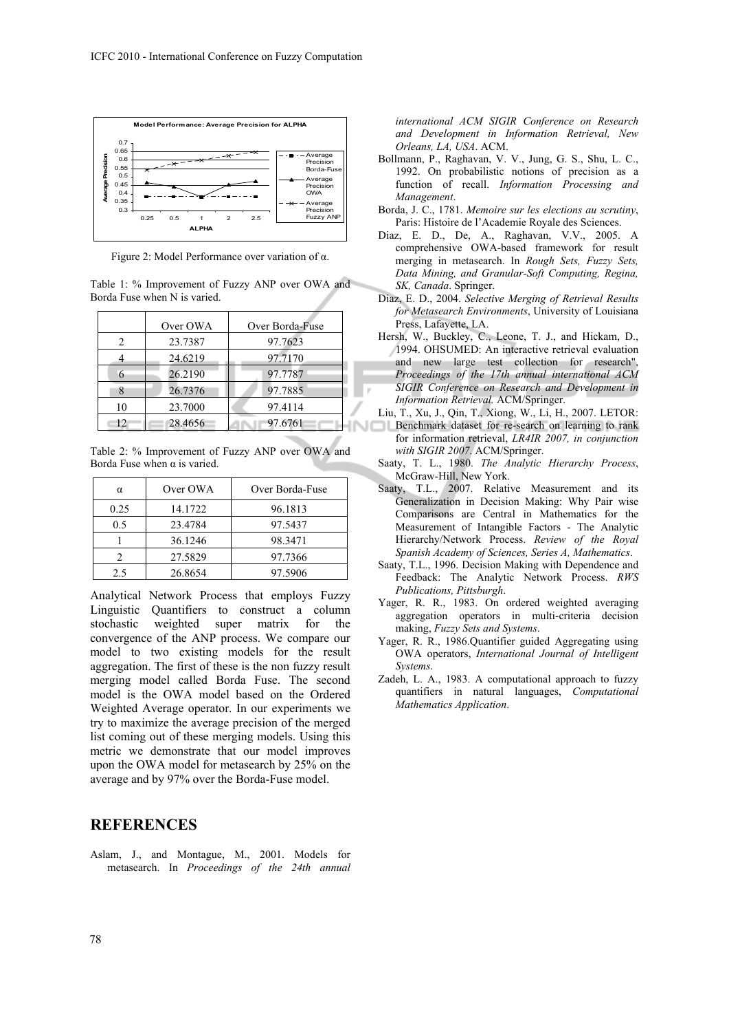Model Performance: Average Precision for ALPHA

Average Precision

0.7
0.65
0.6
0.55
0.5
0.45
0.4
0.35
0.3

0.25 0.5 1 2 2.5

ALPHA

Average Precision Borda-Fuse
Average Precision OWA
Average Precision Fuzzy ANP

Figure 2: Model Performance over variation of α.

Table 1: % Improvement of Fuzzy ANP over OWA and Borda Fuse when N is varied.

| | Over OWA | Over Borda-Fuse |
|---|---|---|
| 2 | 23.7387 | 97.7623 |
| 4 | 24.6219 | 97.7170 |
| 6 | 26.2190 | 97.7787 |
| 8 | 26.7376 | 97.7885 |
| 10 | 23.7000 | 97.4114 |
| 12 | 28.4656 | 97.6761 |

Table 2: % Improvement of Fuzzy ANP over OWA and Borda Fuse when α is varied.

| α | Over OWA | Over Borda-Fuse |
|---|---|---|
| 0.25 | 14.1722 | 96.1813 |
| 0.5 | 23.4784 | 97.5437 |
| 1 | 36.1246 | 98.3471 |
| 2 | 27.5829 | 97.7366 |
| 2.5 | 26.8654 | 97.5906 |

Analytical Network Process that employs Fuzzy Linguistic Quantifiers to construct a column stochastic weighted super matrix for the convergence of the ANP process. We compare our model to two existing models for the result aggregation. The first of these is the non fuzzy result merging model called Borda Fuse. The second model is the OWA model based on the Ordered Weighted Average operator. In our experiments we try to maximize the average precision of the merged list coming out of these merging models. Using this metric we demonstrate that our model improves upon the OWA model for metasearch by 25% on the average and by 97% over the Borda-Fuse model.

## REFERENCES

Aslam, J., and Montague, M., 2001. Models for metasearch. In *Proceedings of the 24th annual international ACM SIGIR Conference on Research and Development in Information Retrieval, New Orleans, LA, USA*. ACM.

Bollmann, P., Raghavan, V. V., Jung, G. S., Shu, L. C., 1992. On probabilistic notions of precision as a function of recall. *Information Processing and Management*.

Borda, J. C., 1781. *Memoire sur les elections au scrutiny*, Paris: Histoire de l'Academie Royale des Sciences.

Diaz, E. D., De, A., Raghavan, V.V., 2005. A comprehensive OWA-based framework for result merging in metasearch. In *Rough Sets, Fuzzy Sets, Data Mining, and Granular-Soft Computing, Regina, SK, Canada*. Springer.

Diaz, E. D., 2004. *Selective Merging of Retrieval Results for Metasearch Environments*, University of Louisiana Press, Lafayette, LA.

Hersh, W., Buckley, C., Leone, T. J., and Hickam, D., 1994. OHSUMED: An interactive retrieval evaluation and new large test collection for research", *Proceedings of the 17th annual international ACM SIGIR Conference on Research and Development in Information Retrieval.* ACM/Springer.

Liu, T., Xu, J., Qin, T., Xiong, W., Li, H., 2007. LETOR: Benchmark dataset for re-search on learning to rank for information retrieval, *LR4IR 2007, in conjunction with SIGIR 2007*. ACM/Springer.

Saaty, T. L., 1980. *The Analytic Hierarchy Process*, McGraw-Hill, New York.

Saaty, T.L., 2007. Relative Measurement and its Generalization in Decision Making: Why Pair wise Comparisons are Central in Mathematics for the Measurement of Intangible Factors - The Analytic Hierarchy/Network Process. *Review of the Royal Spanish Academy of Sciences, Series A, Mathematics*.

Saaty, T.L., 1996. Decision Making with Dependence and Feedback: The Analytic Network Process. *RWS Publications, Pittsburgh*.

Yager, R. R., 1983. On ordered weighted averaging aggregation operators in multi-criteria decision making, *Fuzzy Sets and Systems*.

Yager, R. R., 1986.Quantifier guided Aggregating using OWA operators, *International Journal of Intelligent Systems*.

Zadeh, L. A., 1983. A computational approach to fuzzy quantifiers in natural languages, *Computational Mathematics Application*.